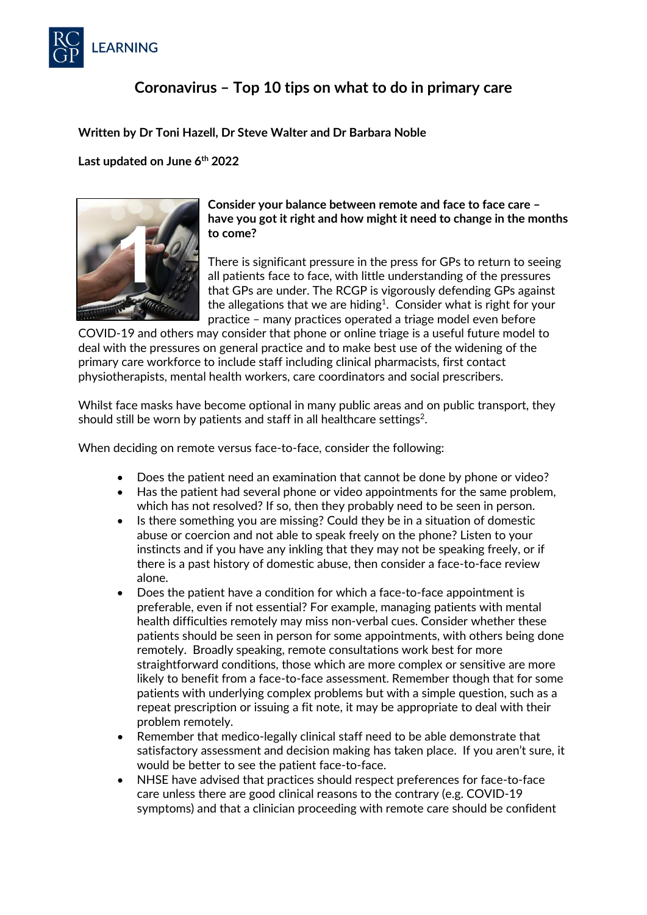RCGP LEARNING

# Coronavirus – Top 10 tips on what to do in primary care

**Written by Dr Toni Hazell, Dr Steve Walter and Dr Barbara Noble**

**Last updated on June 6th 2022**

## 1

**Consider your balance between remote and face to face care – have you got it right and how might it need to change in the months to come?**

There is significant pressure in the press for GPs to return to seeing all patients face to face, with little understanding of the pressures that GPs are under. The RCGP is vigorously defending GPs against the allegations that we are hiding[1]. Consider what is right for your practice – many practices operated a triage model even before COVID-19 and others may consider that phone or online triage is a useful future model to deal with the pressures on general practice and to make best use of the widening of the primary care workforce to include staff including clinical pharmacists, first contact physiotherapists, mental health workers, care coordinators and social prescribers.

Whilst face masks have become optional in many public areas and on public transport, they should still be worn by patients and staff in all healthcare settings[2].

When deciding on remote versus face-to-face, consider the following:

- Does the patient need an examination that cannot be done by phone or video?
- Has the patient had several phone or video appointments for the same problem, which has not resolved? If so, then they probably need to be seen in person.
- Is there something you are missing? Could they be in a situation of domestic abuse or coercion and not able to speak freely on the phone? Listen to your instincts and if you have any inkling that they may not be speaking freely, or if there is a past history of domestic abuse, then consider a face-to-face review alone.
- Does the patient have a condition for which a face-to-face appointment is preferable, even if not essential? For example, managing patients with mental health difficulties remotely may miss non-verbal cues. Consider whether these patients should be seen in person for some appointments, with others being done remotely. Broadly speaking, remote consultations work best for more straightforward conditions, those which are more complex or sensitive are more likely to benefit from a face-to-face assessment. Remember though that for some patients with underlying complex problems but with a simple question, such as a repeat prescription or issuing a fit note, it may be appropriate to deal with their problem remotely.
- Remember that medico-legally clinical staff need to be able demonstrate that satisfactory assessment and decision making has taken place. If you aren't sure, it would be better to see the patient face-to-face.
- NHSE have advised that practices should respect preferences for face-to-face care unless there are good clinical reasons to the contrary (e.g. COVID-19 symptoms) and that a clinician proceeding with remote care should be confident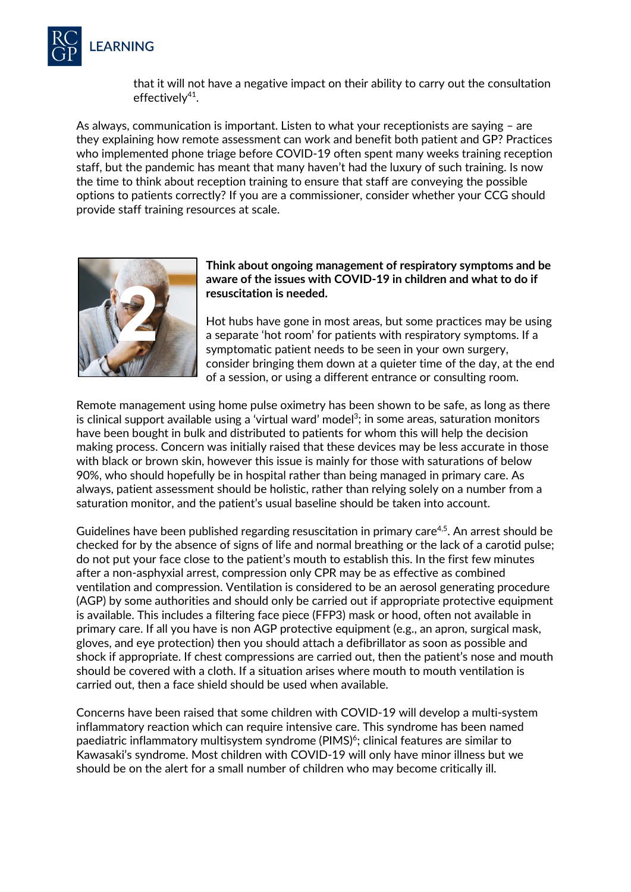that it will not have a negative impact on their ability to carry out the consultation effectively[41].

As always, communication is important. Listen to what your receptionists are saying – are they explaining how remote assessment can work and benefit both patient and GP? Practices who implemented phone triage before COVID-19 often spent many weeks training reception staff, but the pandemic has meant that many haven't had the luxury of such training. Is now the time to think about reception training to ensure that staff are conveying the possible options to patients correctly? If you are a commissioner, consider whether your CCG should provide staff training resources at scale.

## 2

**Think about ongoing management of respiratory symptoms and be aware of the issues with COVID-19 in children and what to do if resuscitation is needed.**

Hot hubs have gone in most areas, but some practices may be using a separate 'hot room' for patients with respiratory symptoms. If a symptomatic patient needs to be seen in your own surgery, consider bringing them down at a quieter time of the day, at the end of a session, or using a different entrance or consulting room.

Remote management using home pulse oximetry has been shown to be safe, as long as there is clinical support available using a 'virtual ward' model[3]; in some areas, saturation monitors have been bought in bulk and distributed to patients for whom this will help the decision making process. Concern was initially raised that these devices may be less accurate in those with black or brown skin, however this issue is mainly for those with saturations of below 90%, who should hopefully be in hospital rather than being managed in primary care. As always, patient assessment should be holistic, rather than relying solely on a number from a saturation monitor, and the patient's usual baseline should be taken into account.

Guidelines have been published regarding resuscitation in primary care[4,5]. An arrest should be checked for by the absence of signs of life and normal breathing or the lack of a carotid pulse; do not put your face close to the patient's mouth to establish this. In the first few minutes after a non-asphyxial arrest, compression only CPR may be as effective as combined ventilation and compression. Ventilation is considered to be an aerosol generating procedure (AGP) by some authorities and should only be carried out if appropriate protective equipment is available. This includes a filtering face piece (FFP3) mask or hood, often not available in primary care. If all you have is non AGP protective equipment (e.g., an apron, surgical mask, gloves, and eye protection) then you should attach a defibrillator as soon as possible and shock if appropriate. If chest compressions are carried out, then the patient's nose and mouth should be covered with a cloth. If a situation arises where mouth to mouth ventilation is carried out, then a face shield should be used when available.

Concerns have been raised that some children with COVID-19 will develop a multi-system inflammatory reaction which can require intensive care. This syndrome has been named paediatric inflammatory multisystem syndrome (PIMS)[6]; clinical features are similar to Kawasaki's syndrome. Most children with COVID-19 will only have minor illness but we should be on the alert for a small number of children who may become critically ill.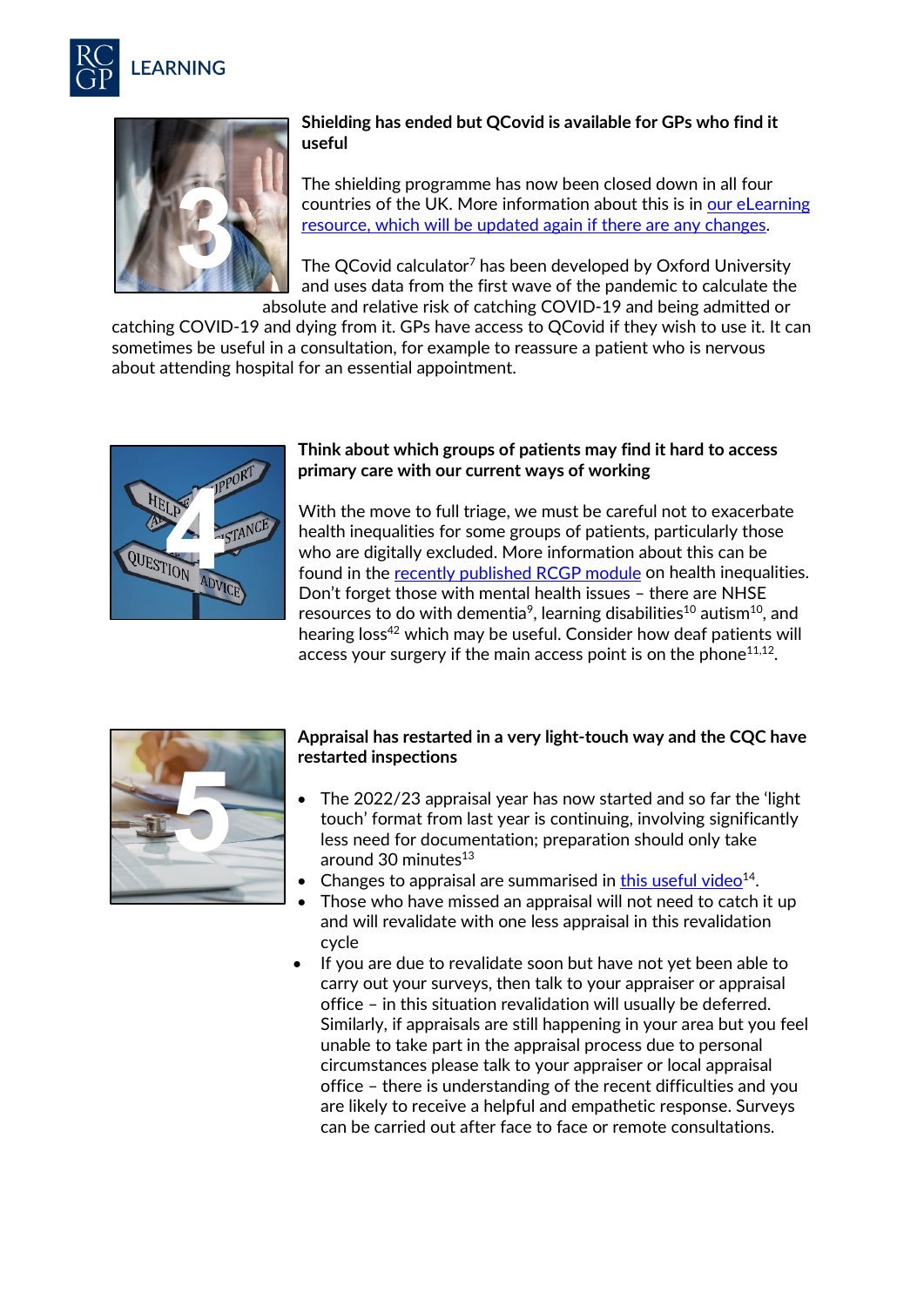### Shielding has ended but QCovid is available for GPs who find it useful

The shielding programme has now been closed down in all four countries of the UK. More information about this is in [our eLearning resource, which will be updated again if there are any changes]().

The QCovid calculator[7] has been developed by Oxford University and uses data from the first wave of the pandemic to calculate the absolute and relative risk of catching COVID-19 and being admitted or catching COVID-19 and dying from it. GPs have access to QCovid if they wish to use it. It can sometimes be useful in a consultation, for example to reassure a patient who is nervous about attending hospital for an essential appointment.

### Think about which groups of patients may find it hard to access primary care with our current ways of working

With the move to full triage, we must be careful not to exacerbate health inequalities for some groups of patients, particularly those who are digitally excluded. More information about this can be found in the [recently published RCGP module]() on health inequalities. Don't forget those with mental health issues – there are NHSE resources to do with dementia[9], learning disabilities[10] autism[10], and hearing loss[42] which may be useful. Consider how deaf patients will access your surgery if the main access point is on the phone[11,12].

### Appraisal has restarted in a very light-touch way and the CQC have restarted inspections

- The 2022/23 appraisal year has now started and so far the 'light touch' format from last year is continuing, involving significantly less need for documentation; preparation should only take around 30 minutes[13]
- Changes to appraisal are summarised in [this useful video]()[14].
- Those who have missed an appraisal will not need to catch it up and will revalidate with one less appraisal in this revalidation cycle
- If you are due to revalidate soon but have not yet been able to carry out your surveys, then talk to your appraiser or appraisal office – in this situation revalidation will usually be deferred. Similarly, if appraisals are still happening in your area but you feel unable to take part in the appraisal process due to personal circumstances please talk to your appraiser or local appraisal office – there is understanding of the recent difficulties and you are likely to receive a helpful and empathetic response. Surveys can be carried out after face to face or remote consultations.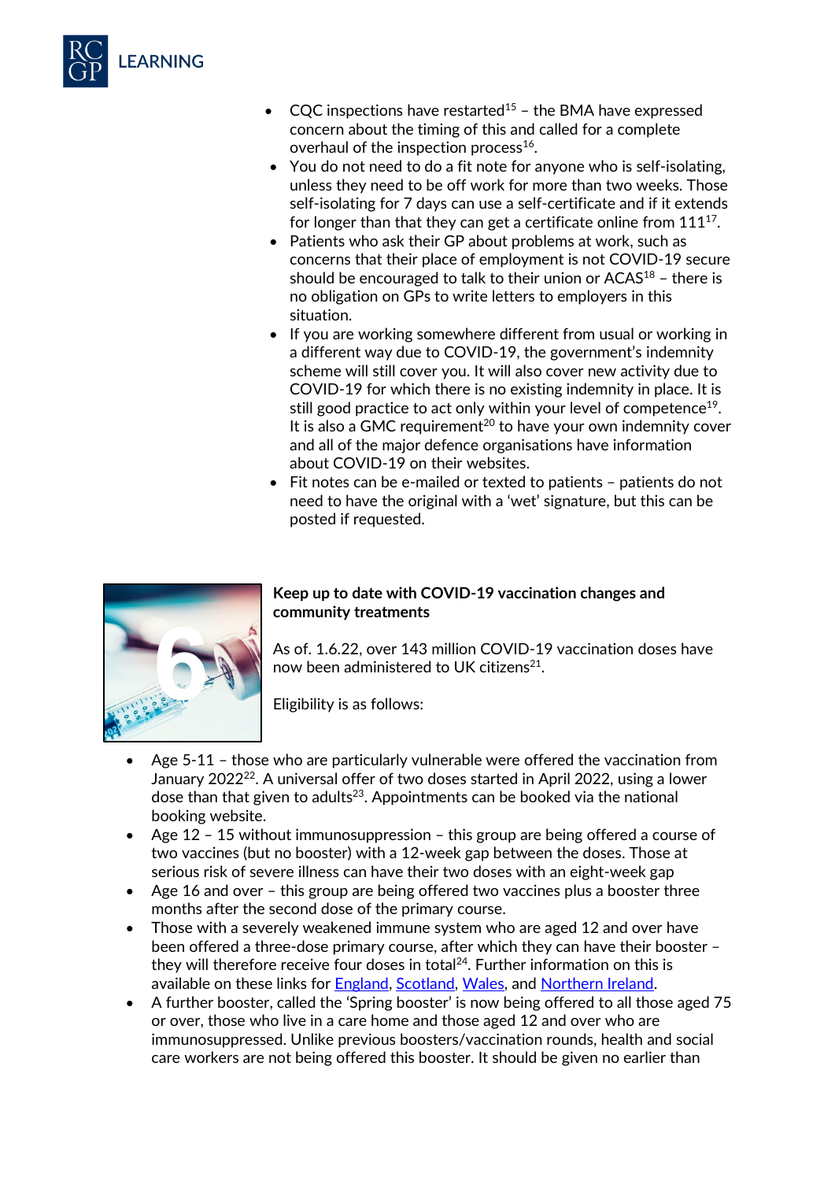- CQC inspections have restarted[15] – the BMA have expressed concern about the timing of this and called for a complete overhaul of the inspection process[16].
- You do not need to do a fit note for anyone who is self-isolating, unless they need to be off work for more than two weeks. Those self-isolating for 7 days can use a self-certificate and if it extends for longer than that they can get a certificate online from 111[17].
- Patients who ask their GP about problems at work, such as concerns that their place of employment is not COVID-19 secure should be encouraged to talk to their union or ACAS[18] – there is no obligation on GPs to write letters to employers in this situation.
- If you are working somewhere different from usual or working in a different way due to COVID-19, the government's indemnity scheme will still cover you. It will also cover new activity due to COVID-19 for which there is no existing indemnity in place. It is still good practice to act only within your level of competence[19]. It is also a GMC requirement[20] to have your own indemnity cover and all of the major defence organisations have information about COVID-19 on their websites.
- Fit notes can be e-mailed or texted to patients – patients do not need to have the original with a 'wet' signature, but this can be posted if requested.

**Keep up to date with COVID-19 vaccination changes and community treatments**

As of. 1.6.22, over 143 million COVID-19 vaccination doses have now been administered to UK citizens[21].

Eligibility is as follows:

- Age 5-11 – those who are particularly vulnerable were offered the vaccination from January 2022[22]. A universal offer of two doses started in April 2022, using a lower dose than that given to adults[23]. Appointments can be booked via the national booking website.
- Age 12 – 15 without immunosuppression – this group are being offered a course of two vaccines (but no booster) with a 12-week gap between the doses. Those at serious risk of severe illness can have their two doses with an eight-week gap
- Age 16 and over – this group are being offered two vaccines plus a booster three months after the second dose of the primary course.
- Those with a severely weakened immune system who are aged 12 and over have been offered a three-dose primary course, after which they can have their booster – they will therefore receive four doses in total[24]. Further information on this is available on these links for England, Scotland, Wales, and Northern Ireland.
- A further booster, called the 'Spring booster' is now being offered to all those aged 75 or over, those who live in a care home and those aged 12 and over who are immunosuppressed. Unlike previous boosters/vaccination rounds, health and social care workers are not being offered this booster. It should be given no earlier than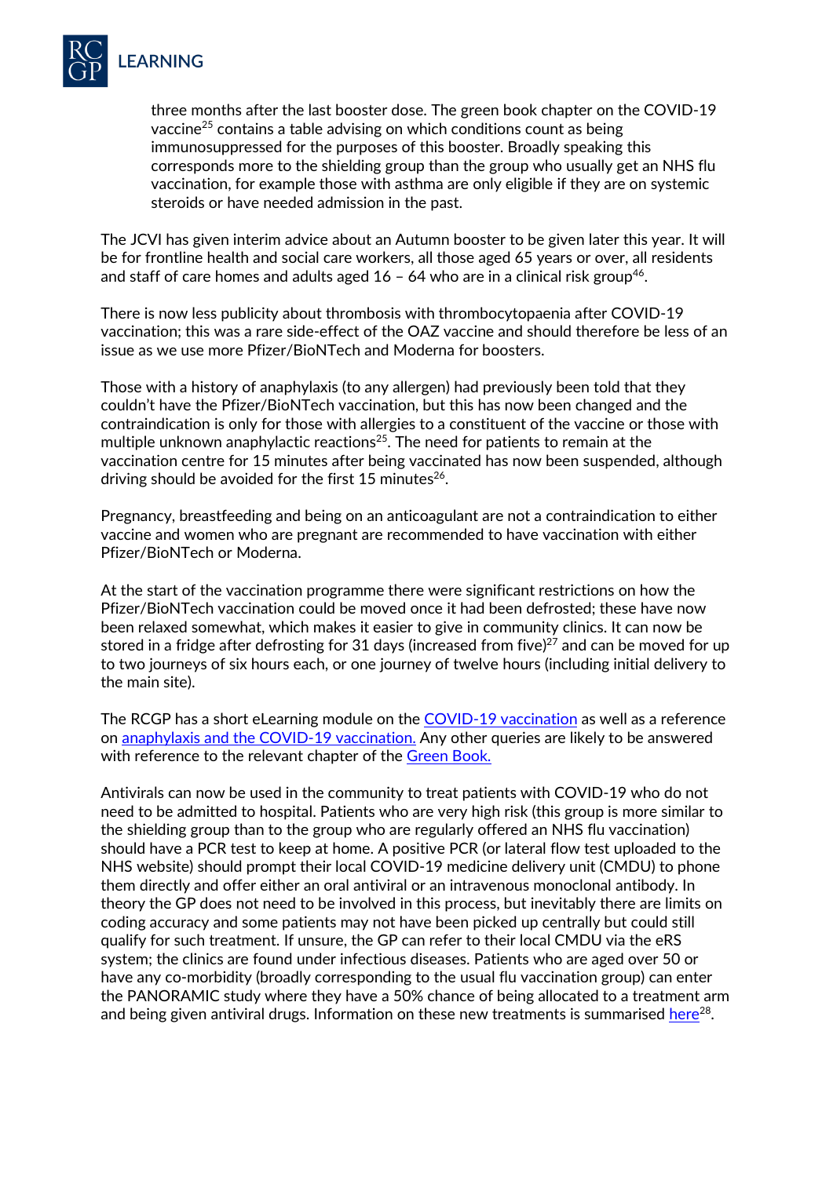three months after the last booster dose. The green book chapter on the COVID-19 vaccine[25] contains a table advising on which conditions count as being immunosuppressed for the purposes of this booster. Broadly speaking this corresponds more to the shielding group than the group who usually get an NHS flu vaccination, for example those with asthma are only eligible if they are on systemic steroids or have needed admission in the past.

The JCVI has given interim advice about an Autumn booster to be given later this year. It will be for frontline health and social care workers, all those aged 65 years or over, all residents and staff of care homes and adults aged 16 – 64 who are in a clinical risk group[46].

There is now less publicity about thrombosis with thrombocytopaenia after COVID-19 vaccination; this was a rare side-effect of the OAZ vaccine and should therefore be less of an issue as we use more Pfizer/BioNTech and Moderna for boosters.

Those with a history of anaphylaxis (to any allergen) had previously been told that they couldn't have the Pfizer/BioNTech vaccination, but this has now been changed and the contraindication is only for those with allergies to a constituent of the vaccine or those with multiple unknown anaphylactic reactions[25]. The need for patients to remain at the vaccination centre for 15 minutes after being vaccinated has now been suspended, although driving should be avoided for the first 15 minutes[26].

Pregnancy, breastfeeding and being on an anticoagulant are not a contraindication to either vaccine and women who are pregnant are recommended to have vaccination with either Pfizer/BioNTech or Moderna.

At the start of the vaccination programme there were significant restrictions on how the Pfizer/BioNTech vaccination could be moved once it had been defrosted; these have now been relaxed somewhat, which makes it easier to give in community clinics. It can now be stored in a fridge after defrosting for 31 days (increased from five)[27] and can be moved for up to two journeys of six hours each, or one journey of twelve hours (including initial delivery to the main site).

The RCGP has a short eLearning module on the COVID-19 vaccination as well as a reference on anaphylaxis and the COVID-19 vaccination. Any other queries are likely to be answered with reference to the relevant chapter of the Green Book.

Antivirals can now be used in the community to treat patients with COVID-19 who do not need to be admitted to hospital. Patients who are very high risk (this group is more similar to the shielding group than to the group who are regularly offered an NHS flu vaccination) should have a PCR test to keep at home. A positive PCR (or lateral flow test uploaded to the NHS website) should prompt their local COVID-19 medicine delivery unit (CMDU) to phone them directly and offer either an oral antiviral or an intravenous monoclonal antibody. In theory the GP does not need to be involved in this process, but inevitably there are limits on coding accuracy and some patients may not have been picked up centrally but could still qualify for such treatment. If unsure, the GP can refer to their local CMDU via the eRS system; the clinics are found under infectious diseases. Patients who are aged over 50 or have any co-morbidity (broadly corresponding to the usual flu vaccination group) can enter the PANORAMIC study where they have a 50% chance of being allocated to a treatment arm and being given antiviral drugs. Information on these new treatments is summarised here[28].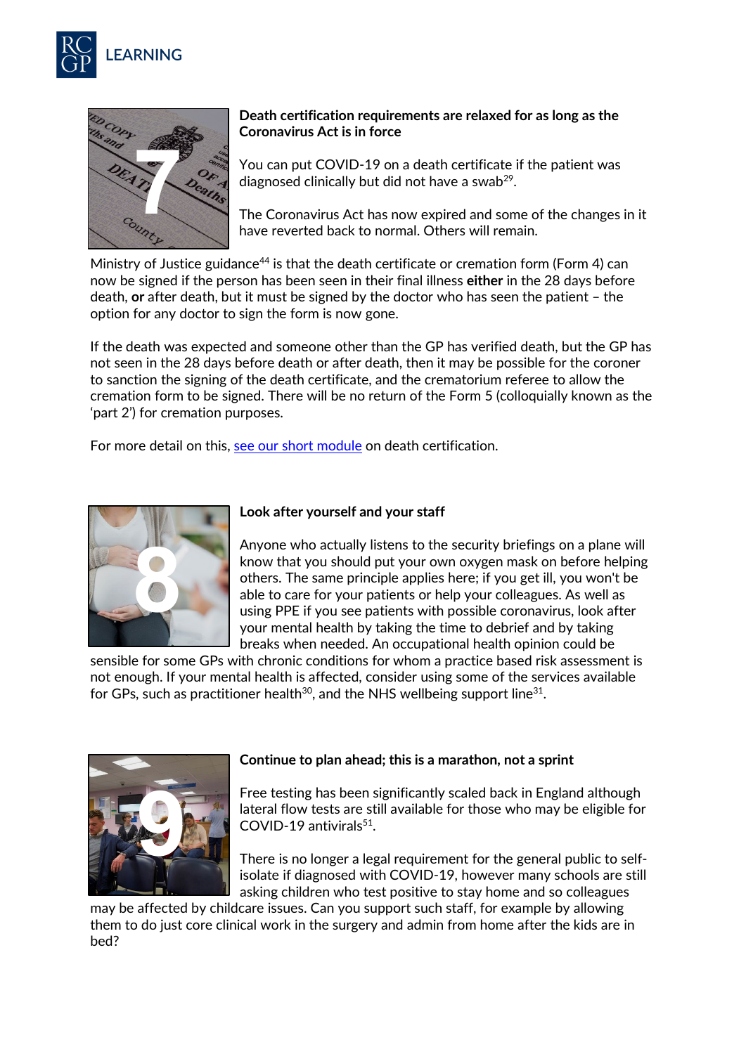### Death certification requirements are relaxed for as long as the Coronavirus Act is in force

You can put COVID-19 on a death certificate if the patient was diagnosed clinically but did not have a swab[29].

The Coronavirus Act has now expired and some of the changes in it have reverted back to normal. Others will remain.

Ministry of Justice guidance[44] is that the death certificate or cremation form (Form 4) can now be signed if the person has been seen in their final illness **either** in the 28 days before death, **or** after death, but it must be signed by the doctor who has seen the patient – the option for any doctor to sign the form is now gone.

If the death was expected and someone other than the GP has verified death, but the GP has not seen in the 28 days before death or after death, then it may be possible for the coroner to sanction the signing of the death certificate, and the crematorium referee to allow the cremation form to be signed. There will be no return of the Form 5 (colloquially known as the 'part 2') for cremation purposes.

For more detail on this, see our short module on death certification.

### Look after yourself and your staff

Anyone who actually listens to the security briefings on a plane will know that you should put your own oxygen mask on before helping others. The same principle applies here; if you get ill, you won't be able to care for your patients or help your colleagues. As well as using PPE if you see patients with possible coronavirus, look after your mental health by taking the time to debrief and by taking breaks when needed. An occupational health opinion could be sensible for some GPs with chronic conditions for whom a practice based risk assessment is not enough. If your mental health is affected, consider using some of the services available for GPs, such as practitioner health[30], and the NHS wellbeing support line[31].

### Continue to plan ahead; this is a marathon, not a sprint

Free testing has been significantly scaled back in England although lateral flow tests are still available for those who may be eligible for COVID-19 antivirals[51].

There is no longer a legal requirement for the general public to self-isolate if diagnosed with COVID-19, however many schools are still asking children who test positive to stay home and so colleagues may be affected by childcare issues. Can you support such staff, for example by allowing them to do just core clinical work in the surgery and admin from home after the kids are in bed?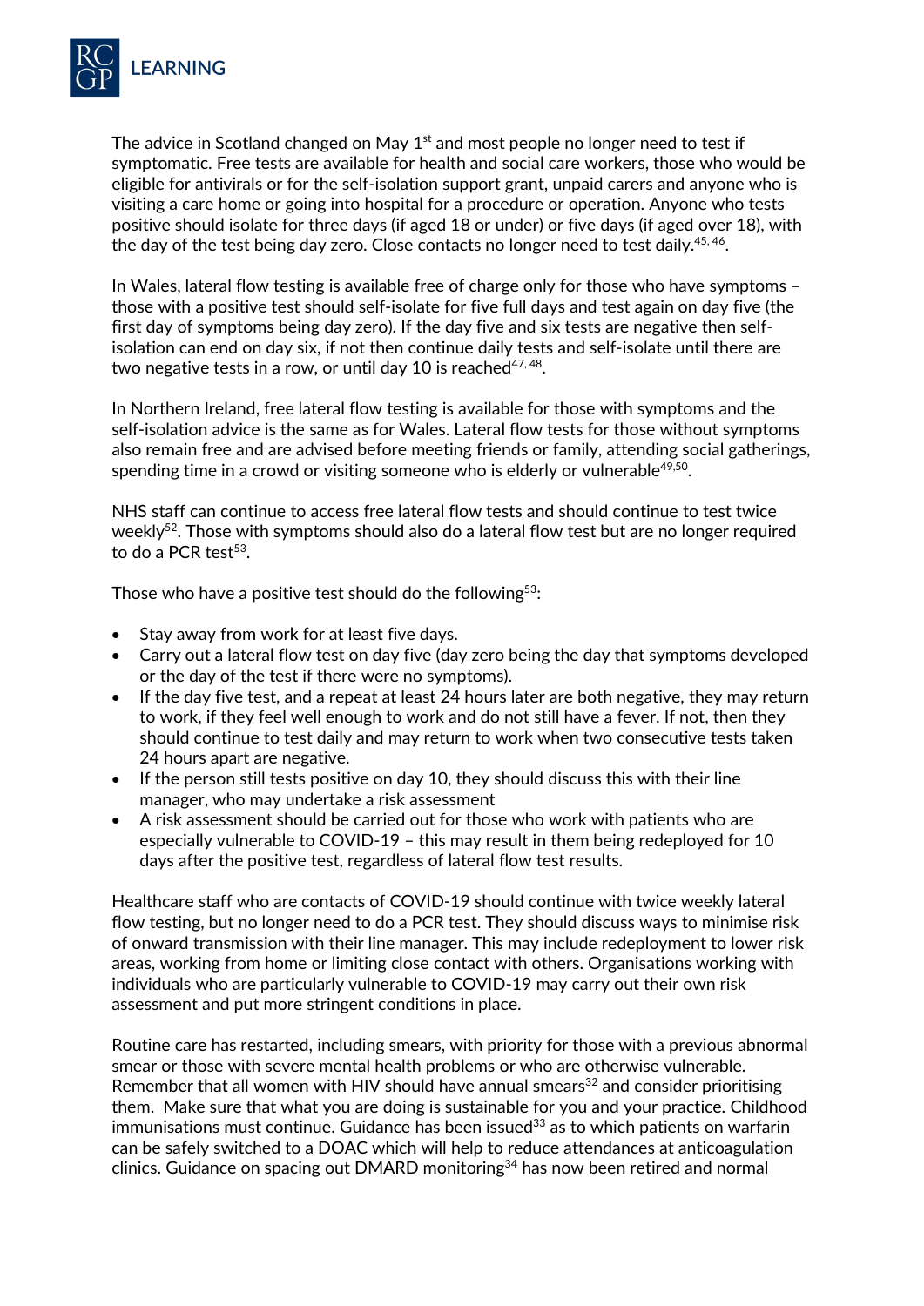The advice in Scotland changed on May 1st and most people no longer need to test if symptomatic. Free tests are available for health and social care workers, those who would be eligible for antivirals or for the self-isolation support grant, unpaid carers and anyone who is visiting a care home or going into hospital for a procedure or operation. Anyone who tests positive should isolate for three days (if aged 18 or under) or five days (if aged over 18), with the day of the test being day zero. Close contacts no longer need to test daily.[45, 46].

In Wales, lateral flow testing is available free of charge only for those who have symptoms – those with a positive test should self-isolate for five full days and test again on day five (the first day of symptoms being day zero). If the day five and six tests are negative then self-isolation can end on day six, if not then continue daily tests and self-isolate until there are two negative tests in a row, or until day 10 is reached[47, 48].

In Northern Ireland, free lateral flow testing is available for those with symptoms and the self-isolation advice is the same as for Wales. Lateral flow tests for those without symptoms also remain free and are advised before meeting friends or family, attending social gatherings, spending time in a crowd or visiting someone who is elderly or vulnerable[49,50].

NHS staff can continue to access free lateral flow tests and should continue to test twice weekly[52]. Those with symptoms should also do a lateral flow test but are no longer required to do a PCR test[53].

Those who have a positive test should do the following[53]:

- Stay away from work for at least five days.
- Carry out a lateral flow test on day five (day zero being the day that symptoms developed or the day of the test if there were no symptoms).
- If the day five test, and a repeat at least 24 hours later are both negative, they may return to work, if they feel well enough to work and do not still have a fever. If not, then they should continue to test daily and may return to work when two consecutive tests taken 24 hours apart are negative.
- If the person still tests positive on day 10, they should discuss this with their line manager, who may undertake a risk assessment
- A risk assessment should be carried out for those who work with patients who are especially vulnerable to COVID-19 – this may result in them being redeployed for 10 days after the positive test, regardless of lateral flow test results.

Healthcare staff who are contacts of COVID-19 should continue with twice weekly lateral flow testing, but no longer need to do a PCR test. They should discuss ways to minimise risk of onward transmission with their line manager. This may include redeployment to lower risk areas, working from home or limiting close contact with others. Organisations working with individuals who are particularly vulnerable to COVID-19 may carry out their own risk assessment and put more stringent conditions in place.

Routine care has restarted, including smears, with priority for those with a previous abnormal smear or those with severe mental health problems or who are otherwise vulnerable. Remember that all women with HIV should have annual smears[32] and consider prioritising them. Make sure that what you are doing is sustainable for you and your practice. Childhood immunisations must continue. Guidance has been issued[33] as to which patients on warfarin can be safely switched to a DOAC which will help to reduce attendances at anticoagulation clinics. Guidance on spacing out DMARD monitoring[34] has now been retired and normal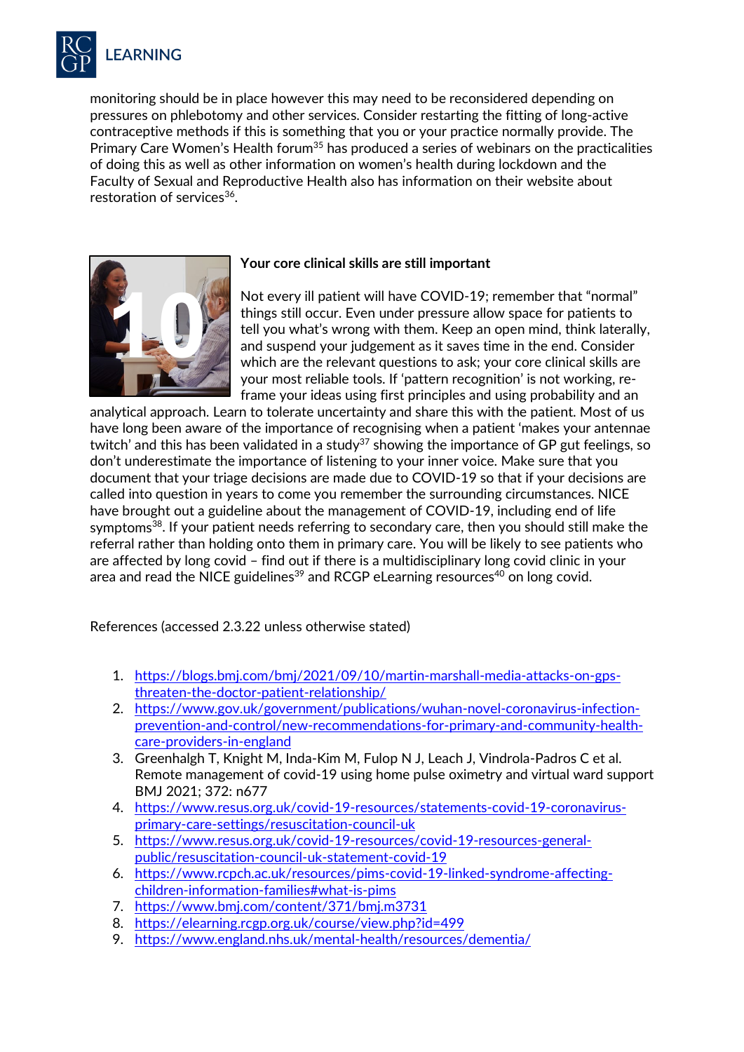monitoring should be in place however this may need to be reconsidered depending on pressures on phlebotomy and other services. Consider restarting the fitting of long-active contraceptive methods if this is something that you or your practice normally provide. The Primary Care Women's Health forum[35] has produced a series of webinars on the practicalities of doing this as well as other information on women's health during lockdown and the Faculty of Sexual and Reproductive Health also has information on their website about restoration of services[36].

### Your core clinical skills are still important

Not every ill patient will have COVID-19; remember that "normal" things still occur. Even under pressure allow space for patients to tell you what's wrong with them. Keep an open mind, think laterally, and suspend your judgement as it saves time in the end. Consider which are the relevant questions to ask; your core clinical skills are your most reliable tools. If 'pattern recognition' is not working, re-frame your ideas using first principles and using probability and an analytical approach. Learn to tolerate uncertainty and share this with the patient. Most of us have long been aware of the importance of recognising when a patient 'makes your antennae twitch' and this has been validated in a study[37] showing the importance of GP gut feelings, so don't underestimate the importance of listening to your inner voice. Make sure that you document that your triage decisions are made due to COVID-19 so that if your decisions are called into question in years to come you remember the surrounding circumstances. NICE have brought out a guideline about the management of COVID-19, including end of life symptoms[38]. If your patient needs referring to secondary care, then you should still make the referral rather than holding onto them in primary care. You will be likely to see patients who are affected by long covid – find out if there is a multidisciplinary long covid clinic in your area and read the NICE guidelines[39] and RCGP eLearning resources[40] on long covid.

References (accessed 2.3.22 unless otherwise stated)

1. https://blogs.bmj.com/bmj/2021/09/10/martin-marshall-media-attacks-on-gps-threaten-the-doctor-patient-relationship/
2. https://www.gov.uk/government/publications/wuhan-novel-coronavirus-infection-prevention-and-control/new-recommendations-for-primary-and-community-health-care-providers-in-england
3. Greenhalgh T, Knight M, Inda-Kim M, Fulop N J, Leach J, Vindrola-Padros C et al. Remote management of covid-19 using home pulse oximetry and virtual ward support BMJ 2021; 372: n677
4. https://www.resus.org.uk/covid-19-resources/statements-covid-19-coronavirus-primary-care-settings/resuscitation-council-uk
5. https://www.resus.org.uk/covid-19-resources/covid-19-resources-general-public/resuscitation-council-uk-statement-covid-19
6. https://www.rcpch.ac.uk/resources/pims-covid-19-linked-syndrome-affecting-children-information-families#what-is-pims
7. https://www.bmj.com/content/371/bmj.m3731
8. https://elearning.rcgp.org.uk/course/view.php?id=499
9. https://www.england.nhs.uk/mental-health/resources/dementia/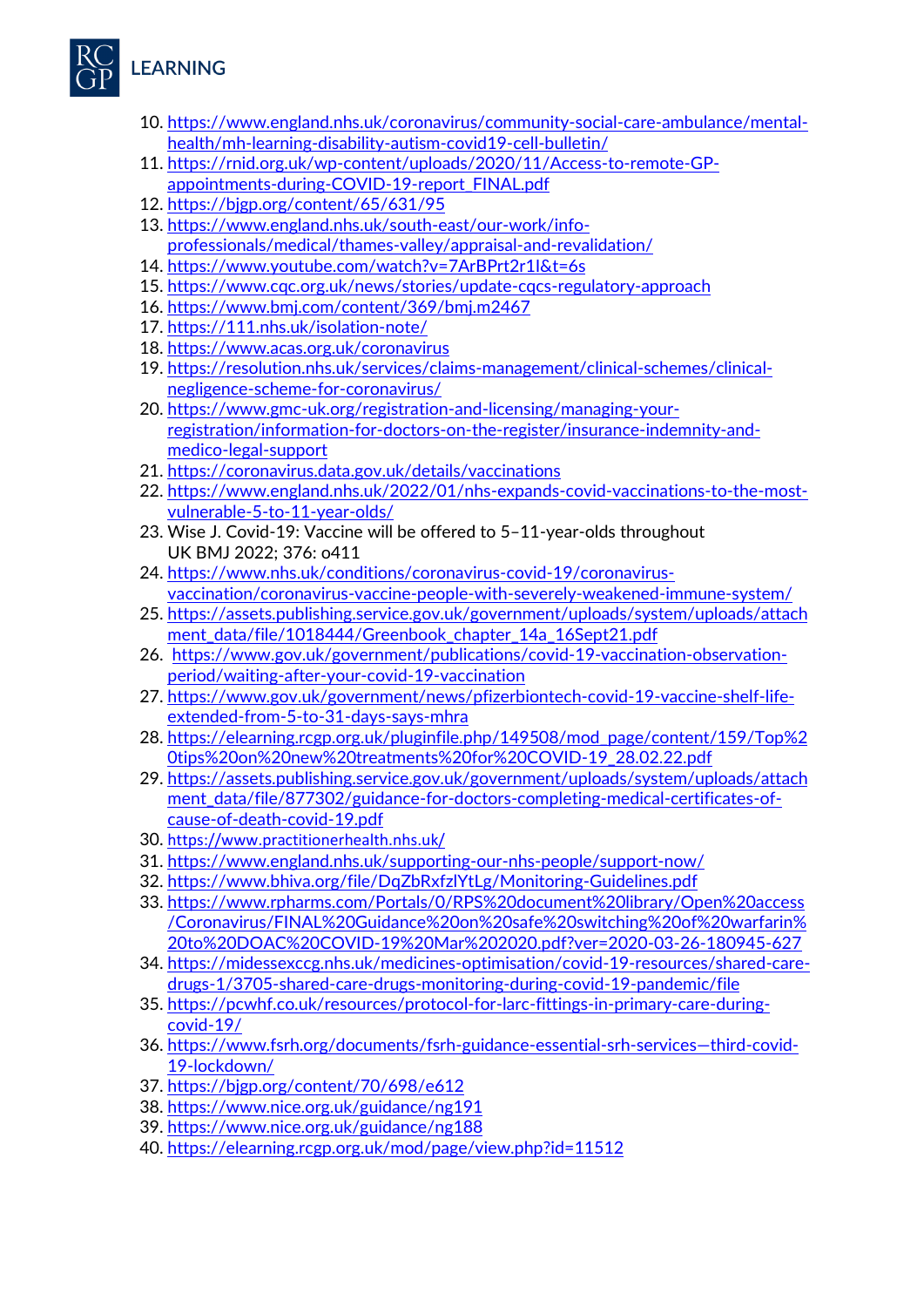10. https://www.england.nhs.uk/coronavirus/community-social-care-ambulance/mental-health/mh-learning-disability-autism-covid19-cell-bulletin/
11. https://rnid.org.uk/wp-content/uploads/2020/11/Access-to-remote-GP-appointments-during-COVID-19-report_FINAL.pdf
12. https://bjgp.org/content/65/631/95
13. https://www.england.nhs.uk/south-east/our-work/info-professionals/medical/thames-valley/appraisal-and-revalidation/
14. https://www.youtube.com/watch?v=7ArBPrt2r1I&t=6s
15. https://www.cqc.org.uk/news/stories/update-cqcs-regulatory-approach
16. https://www.bmj.com/content/369/bmj.m2467
17. https://111.nhs.uk/isolation-note/
18. https://www.acas.org.uk/coronavirus
19. https://resolution.nhs.uk/services/claims-management/clinical-schemes/clinical-negligence-scheme-for-coronavirus/
20. https://www.gmc-uk.org/registration-and-licensing/managing-your-registration/information-for-doctors-on-the-register/insurance-indemnity-and-medico-legal-support
21. https://coronavirus.data.gov.uk/details/vaccinations
22. https://www.england.nhs.uk/2022/01/nhs-expands-covid-vaccinations-to-the-most-vulnerable-5-to-11-year-olds/
23. Wise J. Covid-19: Vaccine will be offered to 5–11-year-olds throughout UK BMJ 2022; 376: o411
24. https://www.nhs.uk/conditions/coronavirus-covid-19/coronavirus-vaccination/coronavirus-vaccine-people-with-severely-weakened-immune-system/
25. https://assets.publishing.service.gov.uk/government/uploads/system/uploads/attachment_data/file/1018444/Greenbook_chapter_14a_16Sept21.pdf
26. https://www.gov.uk/government/publications/covid-19-vaccination-observation-period/waiting-after-your-covid-19-vaccination
27. https://www.gov.uk/government/news/pfizerbiontech-covid-19-vaccine-shelf-life-extended-from-5-to-31-days-says-mhra
28. https://elearning.rcgp.org.uk/pluginfile.php/149508/mod_page/content/159/Top%20tips%20on%20new%20treatments%20for%20COVID-19_28.02.22.pdf
29. https://assets.publishing.service.gov.uk/government/uploads/system/uploads/attachment_data/file/877302/guidance-for-doctors-completing-medical-certificates-of-cause-of-death-covid-19.pdf
30. https://www.practitionerhealth.nhs.uk/
31. https://www.england.nhs.uk/supporting-our-nhs-people/support-now/
32. https://www.bhiva.org/file/DqZbRxfzlYtLg/Monitoring-Guidelines.pdf
33. https://www.rpharms.com/Portals/0/RPS%20document%20library/Open%20access/Coronavirus/FINAL%20Guidance%20on%20safe%20switching%20of%20warfarin%20to%20DOAC%20COVID-19%20Mar%202020.pdf?ver=2020-03-26-180945-627
34. https://midessexccg.nhs.uk/medicines-optimisation/covid-19-resources/shared-care-drugs-1/3705-shared-care-drugs-monitoring-during-covid-19-pandemic/file
35. https://pcwhf.co.uk/resources/protocol-for-larc-fittings-in-primary-care-during-covid-19/
36. https://www.fsrh.org/documents/fsrh-guidance-essential-srh-services—third-covid-19-lockdown/
37. https://bjgp.org/content/70/698/e612
38. https://www.nice.org.uk/guidance/ng191
39. https://www.nice.org.uk/guidance/ng188
40. https://elearning.rcgp.org.uk/mod/page/view.php?id=11512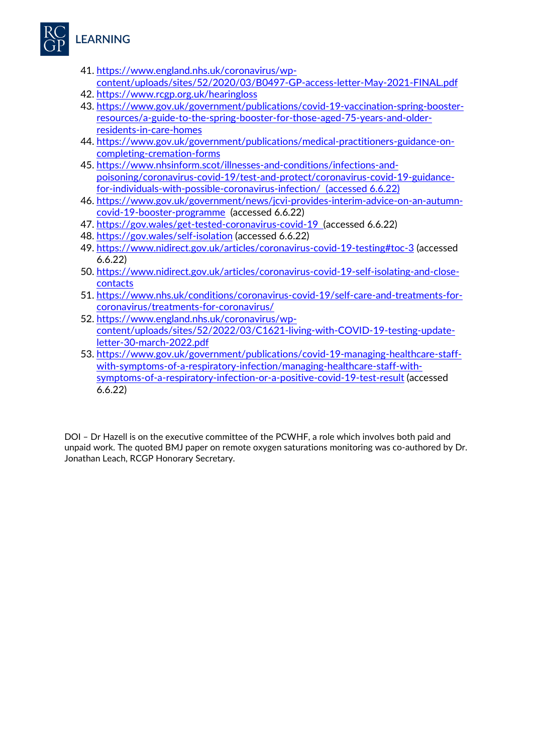41. https://www.england.nhs.uk/coronavirus/wp-content/uploads/sites/52/2020/03/B0497-GP-access-letter-May-2021-FINAL.pdf
42. https://www.rcgp.org.uk/hearingloss
43. https://www.gov.uk/government/publications/covid-19-vaccination-spring-booster-resources/a-guide-to-the-spring-booster-for-those-aged-75-years-and-older-residents-in-care-homes
44. https://www.gov.uk/government/publications/medical-practitioners-guidance-on-completing-cremation-forms
45. https://www.nhsinform.scot/illnesses-and-conditions/infections-and-poisoning/coronavirus-covid-19/test-and-protect/coronavirus-covid-19-guidance-for-individuals-with-possible-coronavirus-infection/ (accessed 6.6.22)
46. https://www.gov.uk/government/news/jcvi-provides-interim-advice-on-an-autumn-covid-19-booster-programme (accessed 6.6.22)
47. https://gov.wales/get-tested-coronavirus-covid-19 (accessed 6.6.22)
48. https://gov.wales/self-isolation (accessed 6.6.22)
49. https://www.nidirect.gov.uk/articles/coronavirus-covid-19-testing#toc-3 (accessed 6.6.22)
50. https://www.nidirect.gov.uk/articles/coronavirus-covid-19-self-isolating-and-close-contacts
51. https://www.nhs.uk/conditions/coronavirus-covid-19/self-care-and-treatments-for-coronavirus/treatments-for-coronavirus/
52. https://www.england.nhs.uk/coronavirus/wp-content/uploads/sites/52/2022/03/C1621-living-with-COVID-19-testing-update-letter-30-march-2022.pdf
53. https://www.gov.uk/government/publications/covid-19-managing-healthcare-staff-with-symptoms-of-a-respiratory-infection/managing-healthcare-staff-with-symptoms-of-a-respiratory-infection-or-a-positive-covid-19-test-result (accessed 6.6.22)

DOI – Dr Hazell is on the executive committee of the PCWHF, a role which involves both paid and unpaid work. The quoted BMJ paper on remote oxygen saturations monitoring was co-authored by Dr. Jonathan Leach, RCGP Honorary Secretary.